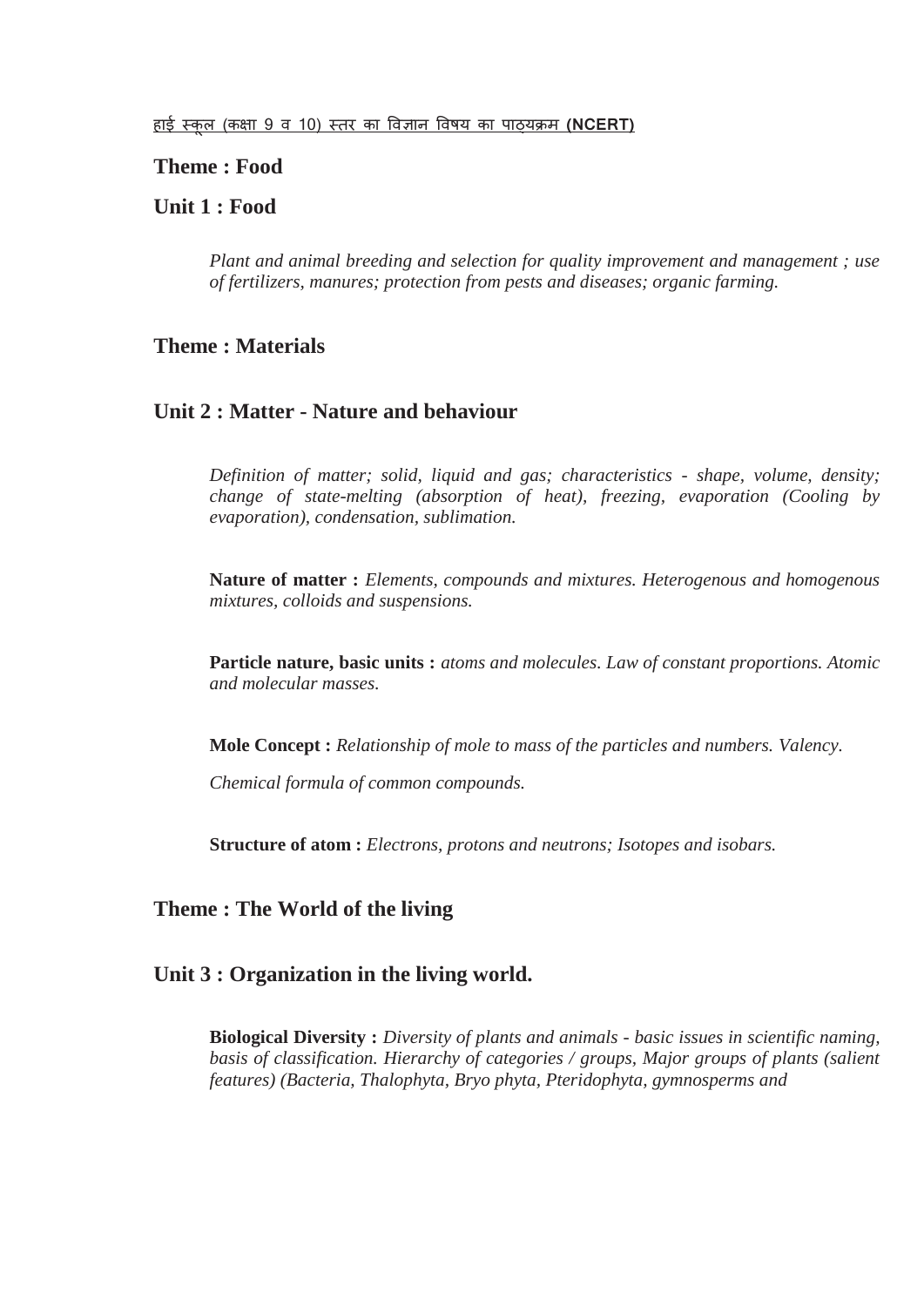<u>हाई स्कूल (कक्षा 9 व 10) स्तर का विज्ञान विषय का पाठ्यक्रम **(NCERT)**</u>

## Theme : Food

## Unit 1 : Food

*Plant and animal breeding and selection for quality improvement and management ; use of fertilizers, manures; protection from pests and diseases; organic farming.*

## Theme : Materials

## Unit 2 : Matter - Nature and behaviour

*Definition of matter; solid, liquid and gas; characteristics - shape, volume, density; change of state-melting (absorption of heat), freezing, evaporation (Cooling by evaporation), condensation, sublimation.*

**Nature of matter :** *Elements, compounds and mixtures. Heterogenous and homogenous mixtures, colloids and suspensions.*

**Particle nature, basic units :** *atoms and molecules. Law of constant proportions. Atomic and molecular masses.*

**Mole Concept :** *Relationship of mole to mass of the particles and numbers. Valency.*

*Chemical formula of common compounds.*

**Structure of atom :** *Electrons, protons and neutrons; Isotopes and isobars.*

## Theme : The World of the living

## Unit 3 : Organization in the living world.

**Biological Diversity :** *Diversity of plants and animals - basic issues in scientific naming, basis of classification. Hierarchy of categories / groups, Major groups of plants (salient features) (Bacteria, Thalophyta, Bryo phyta, Pteridophyta, gymnosperms and*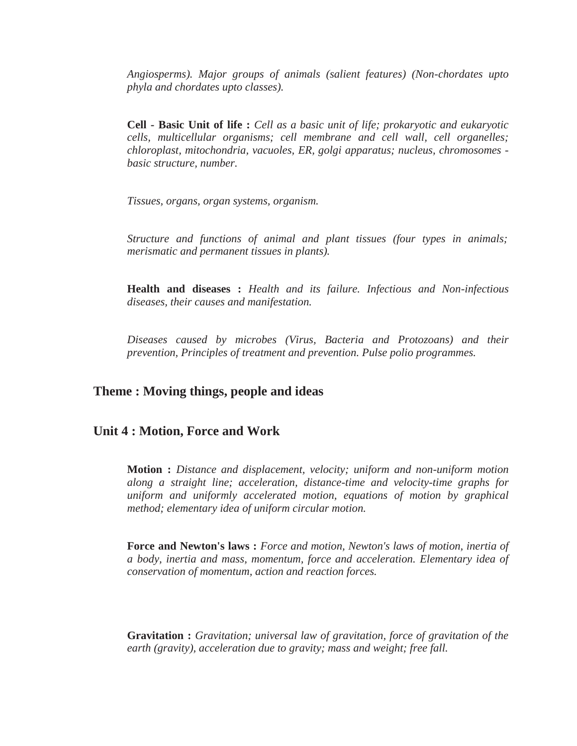*Angiosperms). Major groups of animals (salient features) (Non-chordates upto phyla and chordates upto classes).*

**Cell - Basic Unit of life :** *Cell as a basic unit of life; prokaryotic and eukaryotic cells, multicellular organisms; cell membrane and cell wall, cell organelles; chloroplast, mitochondria, vacuoles, ER, golgi apparatus; nucleus, chromosomes - basic structure, number.*

*Tissues, organs, organ systems, organism.*

*Structure and functions of animal and plant tissues (four types in animals; merismatic and permanent tissues in plants).*

**Health and diseases :** *Health and its failure. Infectious and Non-infectious diseases, their causes and manifestation.*

*Diseases caused by microbes (Virus, Bacteria and Protozoans) and their prevention, Principles of treatment and prevention. Pulse polio programmes.*

## Theme : Moving things, people and ideas

## Unit 4 : Motion, Force and Work

**Motion :** *Distance and displacement, velocity; uniform and non-uniform motion along a straight line; acceleration, distance-time and velocity-time graphs for uniform and uniformly accelerated motion, equations of motion by graphical method; elementary idea of uniform circular motion.*

**Force and Newton's laws :** *Force and motion, Newton's laws of motion, inertia of a body, inertia and mass, momentum, force and acceleration. Elementary idea of conservation of momentum, action and reaction forces.*

**Gravitation :** *Gravitation; universal law of gravitation, force of gravitation of the earth (gravity), acceleration due to gravity; mass and weight; free fall.*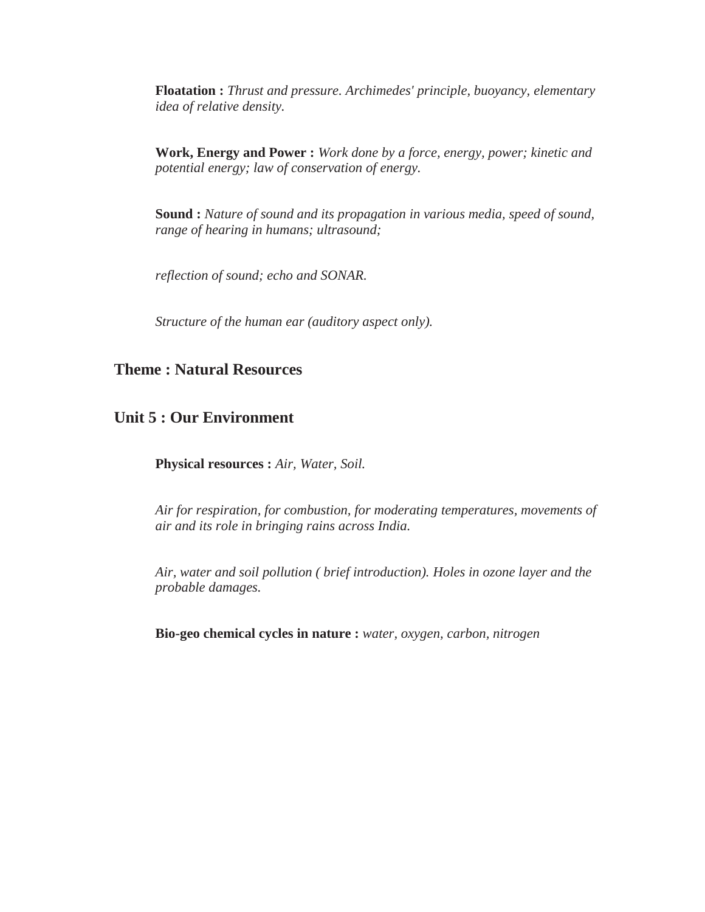**Floatation :** *Thrust and pressure. Archimedes' principle, buoyancy, elementary idea of relative density.*

**Work, Energy and Power :** *Work done by a force, energy, power; kinetic and potential energy; law of conservation of energy.*

**Sound :** *Nature of sound and its propagation in various media, speed of sound, range of hearing in humans; ultrasound;*

*reflection of sound; echo and SONAR.*

*Structure of the human ear (auditory aspect only).*

## Theme : Natural Resources

## Unit 5 : Our Environment

**Physical resources :** *Air, Water, Soil.*

*Air for respiration, for combustion, for moderating temperatures, movements of air and its role in bringing rains across India.*

*Air, water and soil pollution ( brief introduction). Holes in ozone layer and the probable damages.*

**Bio-geo chemical cycles in nature :** *water, oxygen, carbon, nitrogen*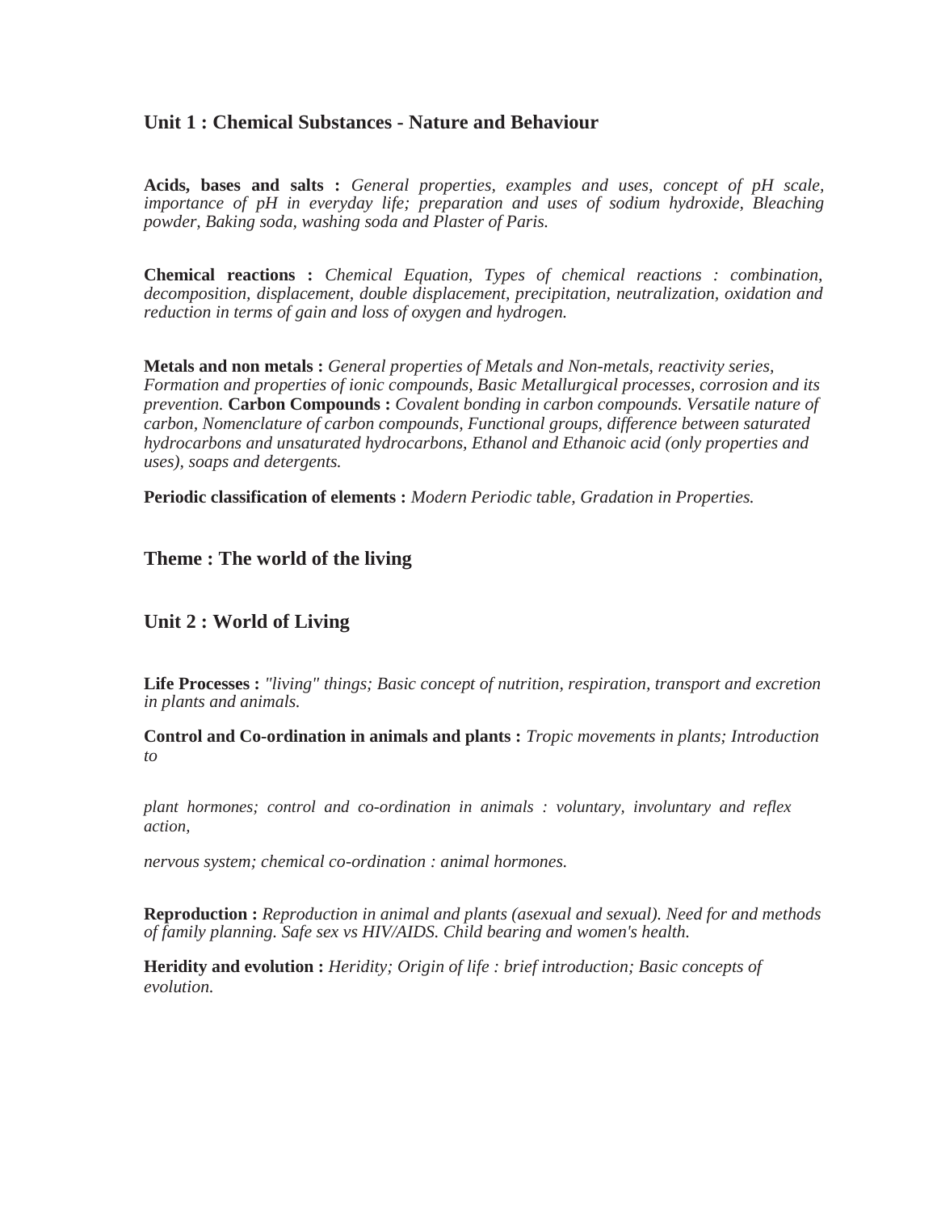### Unit 1 : Chemical Substances - Nature and Behaviour

**Acids, bases and salts :** *General properties, examples and uses, concept of pH scale, importance of pH in everyday life; preparation and uses of sodium hydroxide, Bleaching powder, Baking soda, washing soda and Plaster of Paris.*

**Chemical reactions :** *Chemical Equation, Types of chemical reactions : combination, decomposition, displacement, double displacement, precipitation, neutralization, oxidation and reduction in terms of gain and loss of oxygen and hydrogen.*

**Metals and non metals :** *General properties of Metals and Non-metals, reactivity series, Formation and properties of ionic compounds, Basic Metallurgical processes, corrosion and its prevention.* **Carbon Compounds :** *Covalent bonding in carbon compounds. Versatile nature of carbon, Nomenclature of carbon compounds, Functional groups, difference between saturated hydrocarbons and unsaturated hydrocarbons, Ethanol and Ethanoic acid (only properties and uses), soaps and detergents.*

**Periodic classification of elements :** *Modern Periodic table, Gradation in Properties.*

### Theme : The world of the living

### Unit 2 : World of Living

**Life Processes :** *"living" things; Basic concept of nutrition, respiration, transport and excretion in plants and animals.*

**Control and Co-ordination in animals and plants :** *Tropic movements in plants; Introduction to*

*plant hormones; control and co-ordination in animals : voluntary, involuntary and reflex action,*

*nervous system; chemical co-ordination : animal hormones.*

**Reproduction :** *Reproduction in animal and plants (asexual and sexual). Need for and methods of family planning. Safe sex vs HIV/AIDS. Child bearing and women's health.*

**Heridity and evolution :** *Heridity; Origin of life : brief introduction; Basic concepts of evolution.*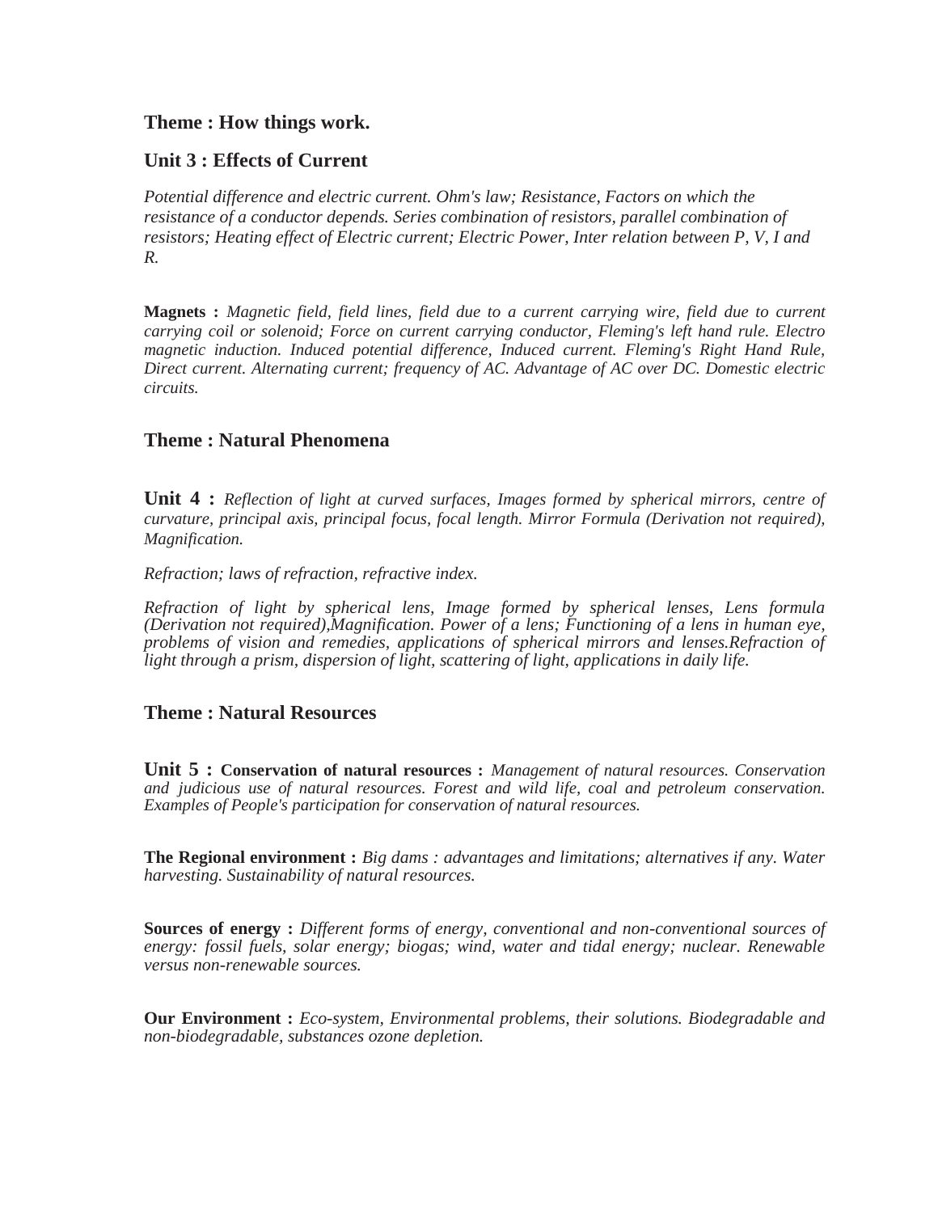## Theme : How things work.

## Unit 3 : Effects of Current

*Potential difference and electric current. Ohm's law; Resistance, Factors on which the resistance of a conductor depends. Series combination of resistors, parallel combination of resistors; Heating effect of Electric current; Electric Power, Inter relation between P, V, I and R.*

**Magnets :** *Magnetic field, field lines, field due to a current carrying wire, field due to current carrying coil or solenoid; Force on current carrying conductor, Fleming's left hand rule. Electro magnetic induction. Induced potential difference, Induced current. Fleming's Right Hand Rule, Direct current. Alternating current; frequency of AC. Advantage of AC over DC. Domestic electric circuits.*

## Theme : Natural Phenomena

**Unit 4 :** *Reflection of light at curved surfaces, Images formed by spherical mirrors, centre of curvature, principal axis, principal focus, focal length. Mirror Formula (Derivation not required), Magnification.*

*Refraction; laws of refraction, refractive index.*

*Refraction of light by spherical lens, Image formed by spherical lenses, Lens formula (Derivation not required),Magnification. Power of a lens; Functioning of a lens in human eye, problems of vision and remedies, applications of spherical mirrors and lenses.Refraction of light through a prism, dispersion of light, scattering of light, applications in daily life.*

## Theme : Natural Resources

**Unit 5 : Conservation of natural resources :** *Management of natural resources. Conservation and judicious use of natural resources. Forest and wild life, coal and petroleum conservation. Examples of People's participation for conservation of natural resources.*

**The Regional environment :** *Big dams : advantages and limitations; alternatives if any. Water harvesting. Sustainability of natural resources.*

**Sources of energy :** *Different forms of energy, conventional and non-conventional sources of energy: fossil fuels, solar energy; biogas; wind, water and tidal energy; nuclear. Renewable versus non-renewable sources.*

**Our Environment :** *Eco-system, Environmental problems, their solutions. Biodegradable and non-biodegradable, substances ozone depletion.*